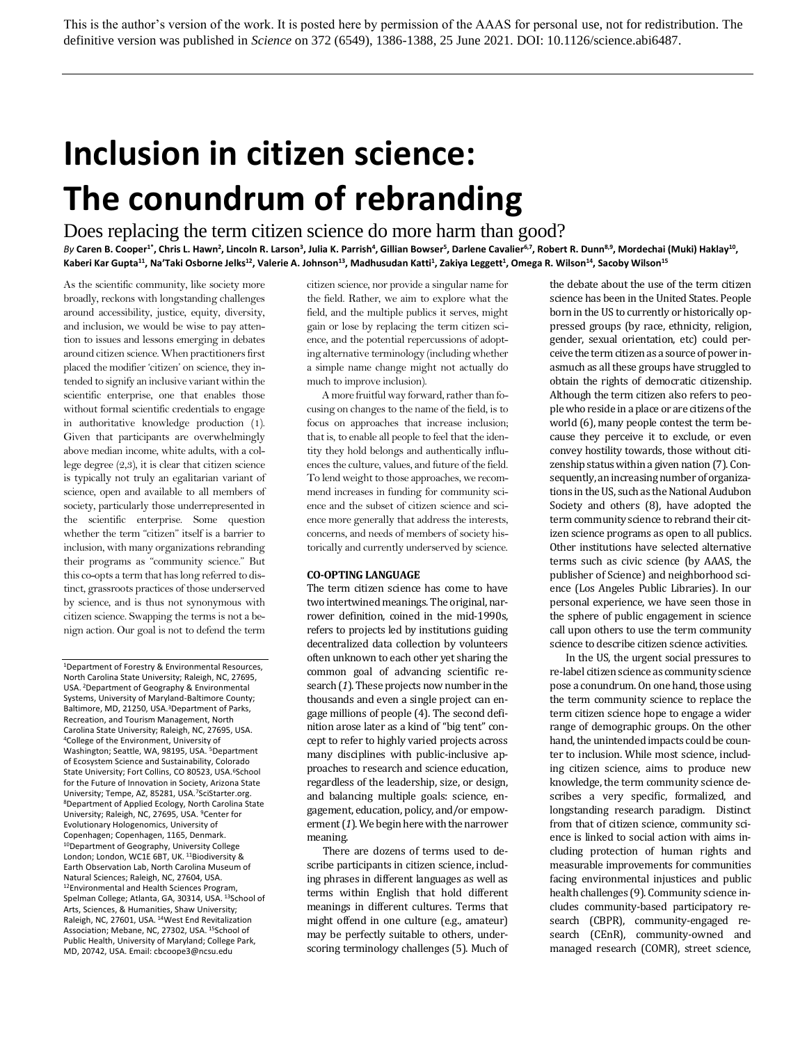This is the author's version of the work. It is posted here by permission of the AAAS for personal use, not for redistribution. The definitive version was published in *Science* on 372 (6549), 1386-1388, 25 June 2021. DOI: 10.1126/science.abi6487.

# Inclusion in citizen science: The conundrum of rebranding

## Does replacing the term citizen science do more harm than good?

*By* **Caren B. Cooper[1*], Chris L. Hawn[2], Lincoln R. Larson[3], Julia K. Parrish[4], Gillian Bowser[5], Darlene Cavalier[6,7], Robert R. Dunn[8,9], Mordechai (Muki) Haklay[10], Kaberi Kar Gupta[11], Na'Taki Osborne Jelks[12], Valerie A. Johnson[13], Madhusudan Katti[1], Zakiya Leggett[1], Omega R. Wilson[14], Sacoby Wilson[15]**

As the scientific community, like society more broadly, reckons with longstanding challenges around accessibility, justice, equity, diversity, and inclusion, we would be wise to pay attention to issues and lessons emerging in debates around citizen science. When practitioners first placed the modifier 'citizen' on science, they intended to signify an inclusive variant within the scientific enterprise, one that enables those without formal scientific credentials to engage in authoritative knowledge production (1). Given that participants are overwhelmingly above median income, white adults, with a college degree (2,3), it is clear that citizen science is typically not truly an egalitarian variant of science, open and available to all members of society, particularly those underrepresented in the scientific enterprise. Some question whether the term "citizen" itself is a barrier to inclusion, with many organizations rebranding their programs as "community science." But this co-opts a term that has long referred to distinct, grassroots practices of those underserved by science, and is thus not synonymous with citizen science. Swapping the terms is not a benign action. Our goal is not to defend the term citizen science, nor provide a singular name for the field. Rather, we aim to explore what the field, and the multiple publics it serves, might gain or lose by replacing the term citizen science, and the potential repercussions of adopting alternative terminology (including whether a simple name change might not actually do much to improve inclusion).

A more fruitful way forward, rather than focusing on changes to the name of the field, is to focus on approaches that increase inclusion; that is, to enable all people to feel that the identity they hold belongs and authentically influences the culture, values, and future of the field. To lend weight to those approaches, we recommend increases in funding for community science and the subset of citizen science and science more generally that address the interests, concerns, and needs of members of society historically and currently underserved by science.

### CO-OPTING LANGUAGE

The term citizen science has come to have two intertwined meanings. The original, narrower definition, coined in the mid-1990s, refers to projects led by institutions guiding decentralized data collection by volunteers often unknown to each other yet sharing the common goal of advancing scientific research (*1*). These projects now number in the thousands and even a single project can engage millions of people (4). The second definition arose later as a kind of "big tent" concept to refer to highly varied projects across many disciplines with public-inclusive approaches to research and science education, regardless of the leadership, size, or design, and balancing multiple goals: science, engagement, education, policy, and/or empowerment (*1*). We begin here with the narrower meaning.

There are dozens of terms used to describe participants in citizen science, including phrases in different languages as well as terms within English that hold different meanings in different cultures. Terms that might offend in one culture (e.g., amateur) may be perfectly suitable to others, underscoring terminology challenges (5). Much of the debate about the use of the term citizen science has been in the United States. People born in the US to currently or historically oppressed groups (by race, ethnicity, religion, gender, sexual orientation, etc) could perceive the term citizen as a source of power inasmuch as all these groups have struggled to obtain the rights of democratic citizenship. Although the term citizen also refers to people who reside in a place or are citizens of the world (6), many people contest the term because they perceive it to exclude, or even convey hostility towards, those without citizenship status within a given nation (7). Consequently, an increasing number of organizations in the US, such as the National Audubon Society and others (8), have adopted the term community science to rebrand their citizen science programs as open to all publics. Other institutions have selected alternative terms such as civic science (by AAAS, the publisher of Science) and neighborhood science (Los Angeles Public Libraries). In our personal experience, we have seen those in the sphere of public engagement in science call upon others to use the term community science to describe citizen science activities.

In the US, the urgent social pressures to re-label citizen science as community science pose a conundrum. On one hand, those using the term community science to replace the term citizen science hope to engage a wider range of demographic groups. On the other hand, the unintended impacts could be counter to inclusion. While most science, including citizen science, aims to produce new knowledge, the term community science describes a very specific, formalized, and longstanding research paradigm. Distinct from that of citizen science, community science is linked to social action with aims including protection of human rights and measurable improvements for communities facing environmental injustices and public health challenges (9). Community science includes community-based participatory research (CBPR), community-engaged research (CEnR), community-owned and managed research (COMR), street science,

[1]Department of Forestry & Environmental Resources, North Carolina State University; Raleigh, NC, 27695, USA. [2]Department of Geography & Environmental Systems, University of Maryland-Baltimore County; Baltimore, MD, 21250, USA.[3]Department of Parks, Recreation, and Tourism Management, North Carolina State University; Raleigh, NC, 27695, USA. [4]College of the Environment, University of Washington; Seattle, WA, 98195, USA. [5]Department of Ecosystem Science and Sustainability, Colorado State University; Fort Collins, CO 80523, USA.[6]School for the Future of Innovation in Society, Arizona State University; Tempe, AZ, 85281, USA.[7]SciStarter.org. [8]Department of Applied Ecology, North Carolina State University; Raleigh, NC, 27695, USA. [9]Center for Evolutionary Hologenomics, University of Copenhagen; Copenhagen, 1165, Denmark. [10]Department of Geography, University College London; London, WC1E 6BT, UK. [11]Biodiversity & Earth Observation Lab, North Carolina Museum of Natural Sciences; Raleigh, NC, 27604, USA. [12]Environmental and Health Sciences Program, Spelman College; Atlanta, GA, 30314, USA. [13]School of Arts, Sciences, & Humanities, Shaw University; Raleigh, NC, 27601, USA. [14]West End Revitalization Association; Mebane, NC, 27302, USA. [15]School of Public Health, University of Maryland; College Park, MD, 20742, USA. Email: cbcoope3@ncsu.edu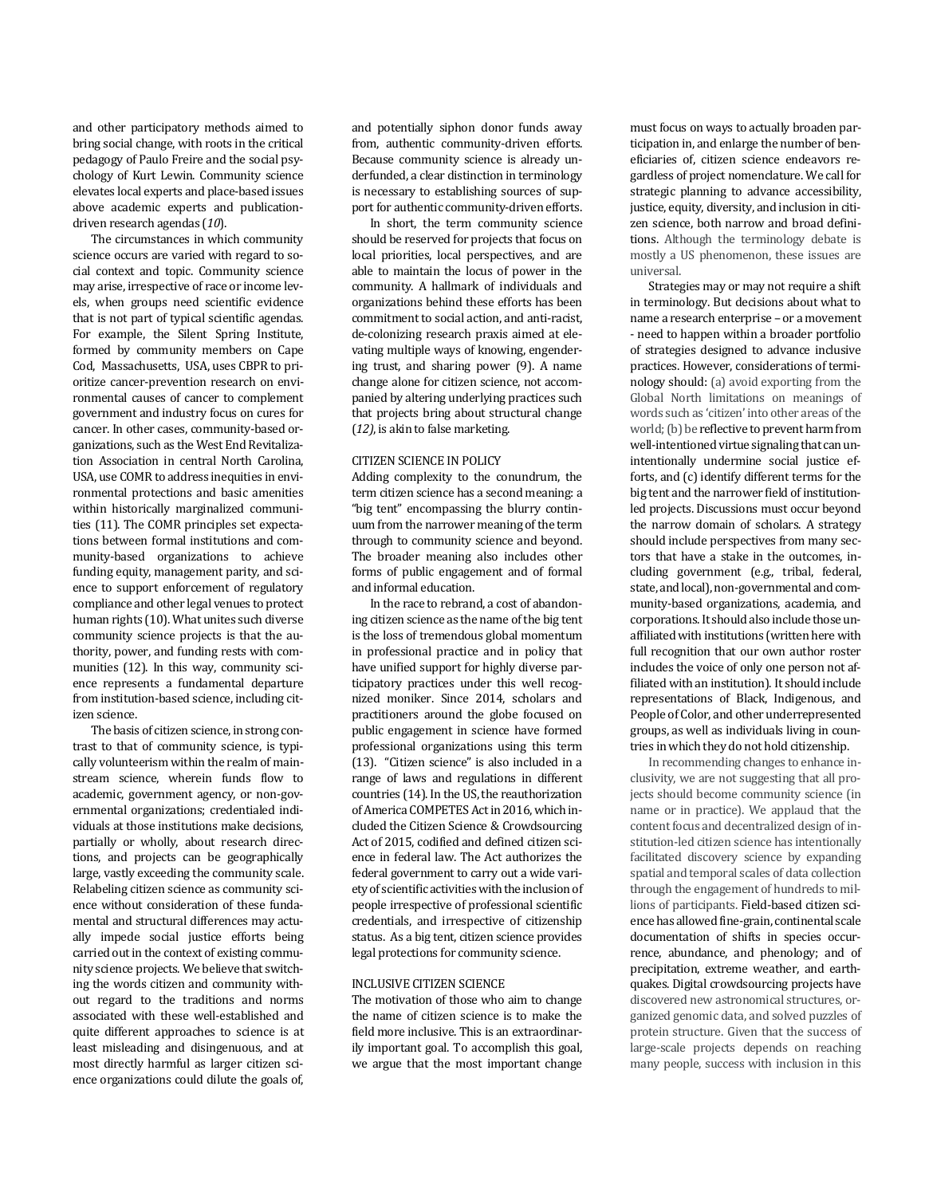and other participatory methods aimed to bring social change, with roots in the critical pedagogy of Paulo Freire and the social psychology of Kurt Lewin. Community science elevates local experts and place-based issues above academic experts and publication-driven research agendas (*10*).

The circumstances in which community science occurs are varied with regard to social context and topic. Community science may arise, irrespective of race or income levels, when groups need scientific evidence that is not part of typical scientific agendas. For example, the Silent Spring Institute, formed by community members on Cape Cod, Massachusetts, USA, uses CBPR to prioritize cancer-prevention research on environmental causes of cancer to complement government and industry focus on cures for cancer. In other cases, community-based organizations, such as the West End Revitalization Association in central North Carolina, USA, use COMR to address inequities in environmental protections and basic amenities within historically marginalized communities (11). The COMR principles set expectations between formal institutions and community-based organizations to achieve funding equity, management parity, and science to support enforcement of regulatory compliance and other legal venues to protect human rights (10). What unites such diverse community science projects is that the authority, power, and funding rests with communities (12). In this way, community science represents a fundamental departure from institution-based science, including citizen science.

The basis of citizen science, in strong contrast to that of community science, is typically volunteerism within the realm of mainstream science, wherein funds flow to academic, government agency, or non-governmental organizations; credentialed individuals at those institutions make decisions, partially or wholly, about research directions, and projects can be geographically large, vastly exceeding the community scale. Relabeling citizen science as community science without consideration of these fundamental and structural differences may actually impede social justice efforts being carried out in the context of existing community science projects. We believe that switching the words citizen and community without regard to the traditions and norms associated with these well-established and quite different approaches to science is at least misleading and disingenuous, and at most directly harmful as larger citizen science organizations could dilute the goals of, and potentially siphon donor funds away from, authentic community-driven efforts. Because community science is already underfunded, a clear distinction in terminology is necessary to establishing sources of support for authentic community-driven efforts.

In short, the term community science should be reserved for projects that focus on local priorities, local perspectives, and are able to maintain the locus of power in the community. A hallmark of individuals and organizations behind these efforts has been commitment to social action, and anti-racist, de-colonizing research praxis aimed at elevating multiple ways of knowing, engendering trust, and sharing power (9). A name change alone for citizen science, not accompanied by altering underlying practices such that projects bring about structural change (*12*), is akin to false marketing.

## CITIZEN SCIENCE IN POLICY

Adding complexity to the conundrum, the term citizen science has a second meaning: a "big tent" encompassing the blurry continuum from the narrower meaning of the term through to community science and beyond. The broader meaning also includes other forms of public engagement and of formal and informal education.

In the race to rebrand, a cost of abandoning citizen science as the name of the big tent is the loss of tremendous global momentum in professional practice and in policy that have unified support for highly diverse participatory practices under this well recognized moniker. Since 2014, scholars and practitioners around the globe focused on public engagement in science have formed professional organizations using this term (13). "Citizen science" is also included in a range of laws and regulations in different countries (14). In the US, the reauthorization of America COMPETES Act in 2016, which included the Citizen Science & Crowdsourcing Act of 2015, codified and defined citizen science in federal law. The Act authorizes the federal government to carry out a wide variety of scientific activities with the inclusion of people irrespective of professional scientific credentials, and irrespective of citizenship status. As a big tent, citizen science provides legal protections for community science.

## INCLUSIVE CITIZEN SCIENCE

The motivation of those who aim to change the name of citizen science is to make the field more inclusive. This is an extraordinarily important goal. To accomplish this goal, we argue that the most important change must focus on ways to actually broaden participation in, and enlarge the number of beneficiaries of, citizen science endeavors regardless of project nomenclature. We call for strategic planning to advance accessibility, justice, equity, diversity, and inclusion in citizen science, both narrow and broad definitions. Although the terminology debate is mostly a US phenomenon, these issues are universal.

Strategies may or may not require a shift in terminology. But decisions about what to name a research enterprise – or a movement - need to happen within a broader portfolio of strategies designed to advance inclusive practices. However, considerations of terminology should: (a) avoid exporting from the Global North limitations on meanings of words such as 'citizen' into other areas of the world; (b) be reflective to prevent harm from well-intentioned virtue signaling that can unintentionally undermine social justice efforts, and (c) identify different terms for the big tent and the narrower field of institution-led projects. Discussions must occur beyond the narrow domain of scholars. A strategy should include perspectives from many sectors that have a stake in the outcomes, including government (e.g., tribal, federal, state, and local), non-governmental and community-based organizations, academia, and corporations. It should also include those unaffiliated with institutions (written here with full recognition that our own author roster includes the voice of only one person not affiliated with an institution). It should include representations of Black, Indigenous, and People of Color, and other underrepresented groups, as well as individuals living in countries in which they do not hold citizenship.

In recommending changes to enhance inclusivity, we are not suggesting that all projects should become community science (in name or in practice). We applaud that the content focus and decentralized design of institution-led citizen science has intentionally facilitated discovery science by expanding spatial and temporal scales of data collection through the engagement of hundreds to millions of participants. Field-based citizen science has allowed fine-grain, continental scale documentation of shifts in species occurrence, abundance, and phenology; and of precipitation, extreme weather, and earthquakes. Digital crowdsourcing projects have discovered new astronomical structures, organized genomic data, and solved puzzles of protein structure. Given that the success of large-scale projects depends on reaching many people, success with inclusion in this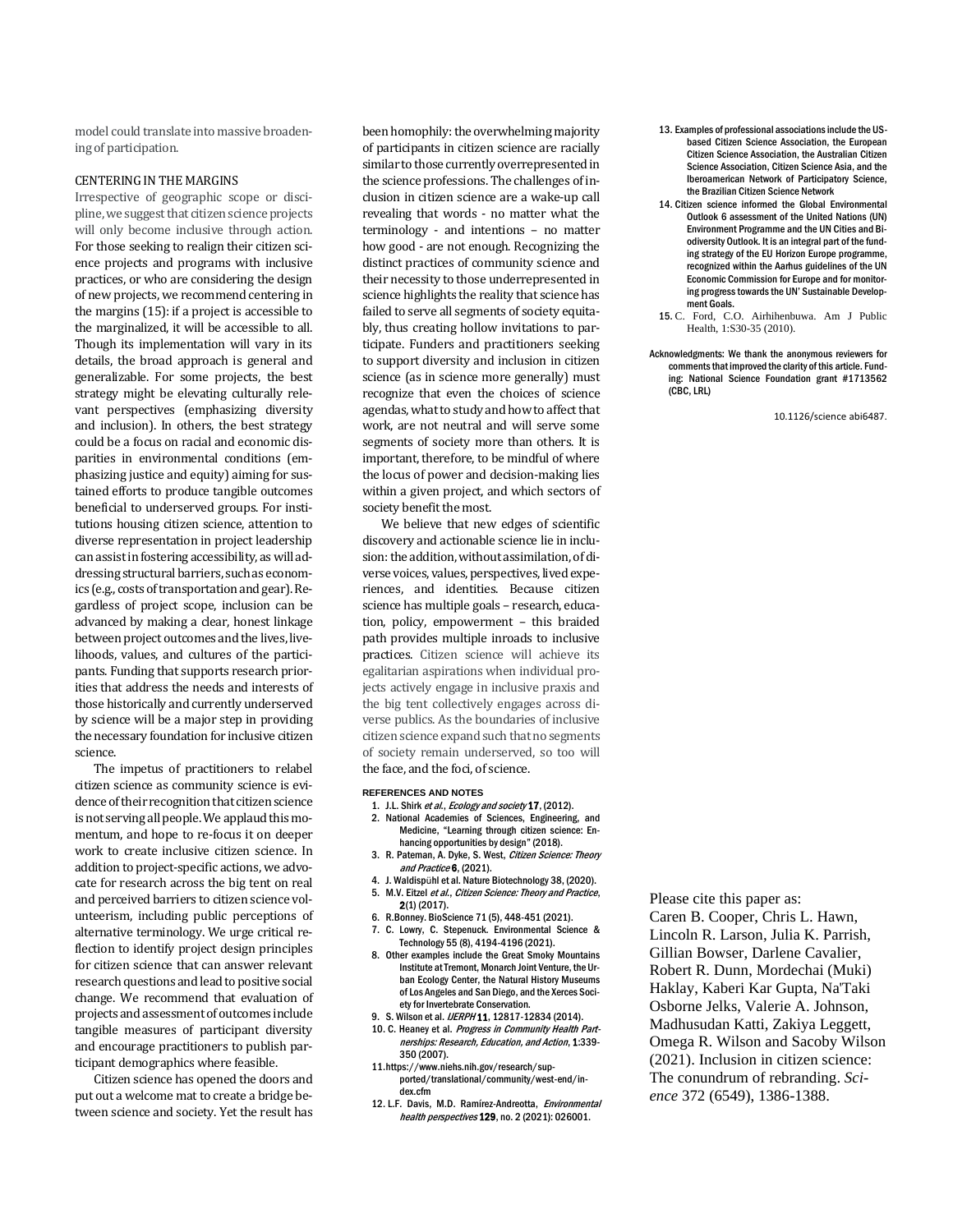model could translate into massive broadening of participation.

## CENTERING IN THE MARGINS

Irrespective of geographic scope or discipline, we suggest that citizen science projects will only become inclusive through action. For those seeking to realign their citizen science projects and programs with inclusive practices, or who are considering the design of new projects, we recommend centering in the margins (15): if a project is accessible to the marginalized, it will be accessible to all. Though its implementation will vary in its details, the broad approach is general and generalizable. For some projects, the best strategy might be elevating culturally relevant perspectives (emphasizing diversity and inclusion). In others, the best strategy could be a focus on racial and economic disparities in environmental conditions (emphasizing justice and equity) aiming for sustained efforts to produce tangible outcomes beneficial to underserved groups. For institutions housing citizen science, attention to diverse representation in project leadership can assist in fostering accessibility, as will addressing structural barriers, such as economics (e.g., costs of transportation and gear). Regardless of project scope, inclusion can be advanced by making a clear, honest linkage between project outcomes and the lives, livelihoods, values, and cultures of the participants. Funding that supports research priorities that address the needs and interests of those historically and currently underserved by science will be a major step in providing the necessary foundation for inclusive citizen science.

The impetus of practitioners to relabel citizen science as community science is evidence of their recognition that citizen science is not serving all people. We applaud this momentum, and hope to re-focus it on deeper work to create inclusive citizen science. In addition to project-specific actions, we advocate for research across the big tent on real and perceived barriers to citizen science volunteerism, including public perceptions of alternative terminology. We urge critical reflection to identify project design principles for citizen science that can answer relevant research questions and lead to positive social change. We recommend that evaluation of projects and assessment of outcomes include tangible measures of participant diversity and encourage practitioners to publish participant demographics where feasible.

Citizen science has opened the doors and put out a welcome mat to create a bridge between science and society. Yet the result has been homophily: the overwhelming majority of participants in citizen science are racially similar to those currently overrepresented in the science professions. The challenges of inclusion in citizen science are a wake-up call revealing that words - no matter what the terminology - and intentions – no matter how good - are not enough. Recognizing the distinct practices of community science and their necessity to those underrepresented in science highlights the reality that science has failed to serve all segments of society equitably, thus creating hollow invitations to participate. Funders and practitioners seeking to support diversity and inclusion in citizen science (as in science more generally) must recognize that even the choices of science agendas, what to study and how to affect that work, are not neutral and will serve some segments of society more than others. It is important, therefore, to be mindful of where the locus of power and decision-making lies within a given project, and which sectors of society benefit the most.

We believe that new edges of scientific discovery and actionable science lie in inclusion: the addition, without assimilation, of diverse voices, values, perspectives, lived experiences, and identities. Because citizen science has multiple goals – research, education, policy, empowerment – this braided path provides multiple inroads to inclusive practices. Citizen science will achieve its egalitarian aspirations when individual projects actively engage in inclusive praxis and the big tent collectively engages across diverse publics. As the boundaries of inclusive citizen science expand such that no segments of society remain underserved, so too will the face, and the foci, of science.

### REFERENCES AND NOTES

1. J.L. Shirk *et al.*, *Ecology and society* **17**, (2012).
2. National Academies of Sciences, Engineering, and Medicine, "Learning through citizen science: Enhancing opportunities by design" (2018).
3. R. Pateman, A. Dyke, S. West, *Citizen Science: Theory and Practice* **6**, (2021).
4. J. Waldispühl et al. Nature Biotechnology 38, (2020).
5. M.V. Eitzel *et al.*, *Citizen Science: Theory and Practice*, **2**(1) (2017).
6. R.Bonney. BioScience 71 (5), 448-451 (2021).
7. C. Lowry, C. Stepenuck. Environmental Science & Technology 55 (8), 4194-4196 (2021).
8. Other examples include the Great Smoky Mountains Institute at Tremont, Monarch Joint Venture, the Urban Ecology Center, the Natural History Museums of Los Angeles and San Diego, and the Xerces Society for Invertebrate Conservation.
9. S. Wilson et al. *IJERPH* **11**, 12817-12834 (2014).
10. C. Heaney et al. *Progress in Community Health Partnerships: Research, Education, and Action*, **1**:339-350 (2007).
11. https://www.niehs.nih.gov/research/supported/translational/community/west-end/index.cfm
12. L.F. Davis, M.D. Ramírez-Andreotta, *Environmental health perspectives* **129**, no. 2 (2021): 026001.
13. Examples of professional associations include the US-based Citizen Science Association, the European Citizen Science Association, the Australian Citizen Science Association, Citizen Science Asia, and the Iberoamerican Network of Participatory Science, the Brazilian Citizen Science Network
14. Citizen science informed the Global Environmental Outlook 6 assessment of the United Nations (UN) Environment Programme and the UN Cities and Biodiversity Outlook. It is an integral part of the funding strategy of the EU Horizon Europe programme, recognized within the Aarhus guidelines of the UN Economic Commission for Europe and for monitoring progress towards the UN' Sustainable Development Goals.
15. C. Ford, C.O. Airhihenbuwa. Am J Public Health, 1:S30-35 (2010).

Acknowledgments: We thank the anonymous reviewers for comments that improved the clarity of this article. Funding: National Science Foundation grant #1713562 (CBC, LRL)

10.1126/science abi6487.

Please cite this paper as:
Caren B. Cooper, Chris L. Hawn, Lincoln R. Larson, Julia K. Parrish, Gillian Bowser, Darlene Cavalier, Robert R. Dunn, Mordechai (Muki) Haklay, Kaberi Kar Gupta, Na'Taki Osborne Jelks, Valerie A. Johnson, Madhusudan Katti, Zakiya Leggett, Omega R. Wilson and Sacoby Wilson (2021). Inclusion in citizen science: The conundrum of rebranding. *Science* 372 (6549), 1386-1388.